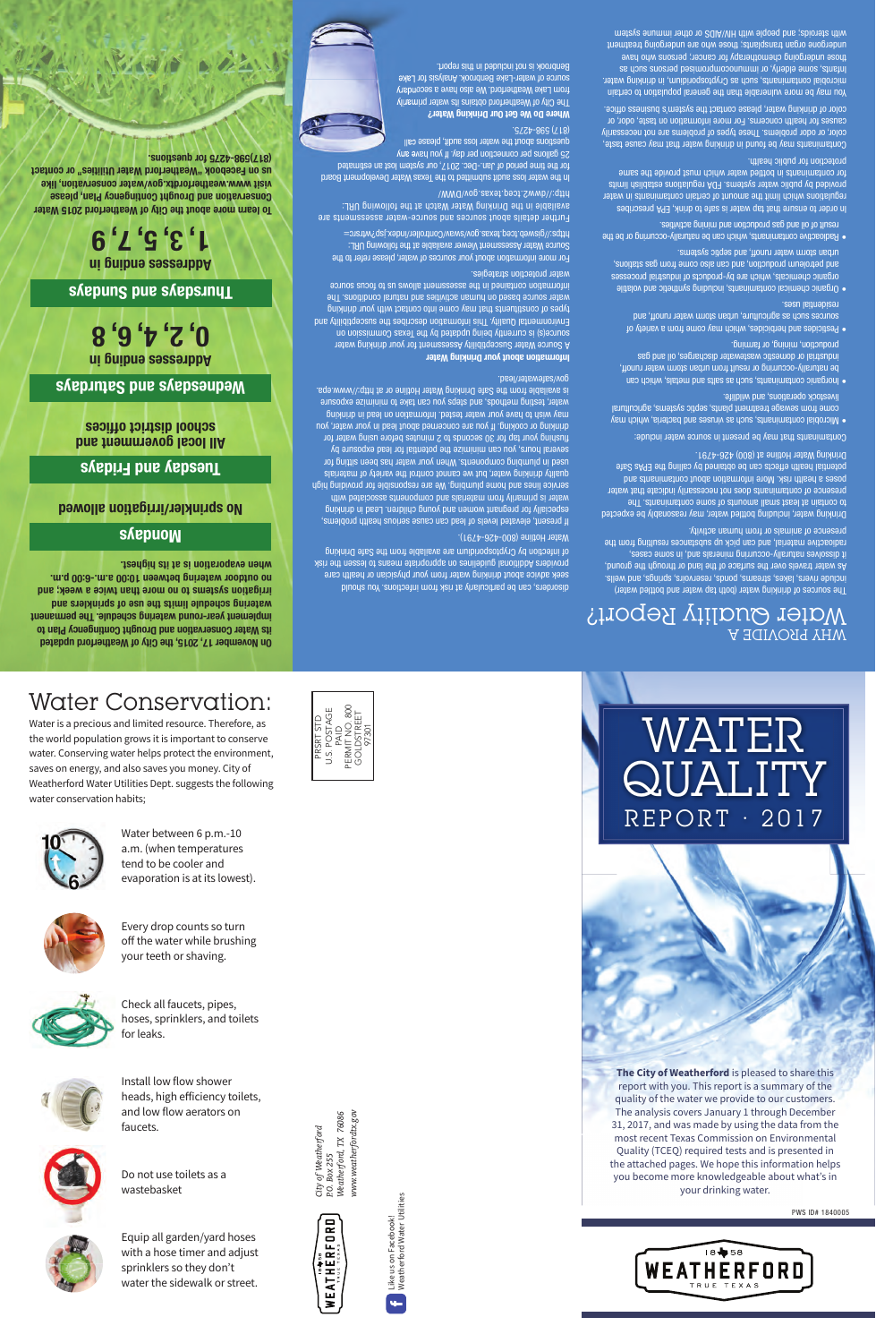# Water Conservation:

Water is a precious and limited resource. Therefore, as the world population grows it is important to conserve water. Conserving water helps protect the environment, saves on energy, and also saves you money. City of Weatherford Water Utilities Dept. suggests the following water conservation habits;

- Water between 6 p.m.-10 a.m. (when temperatures tend to be cooler and evaporation is at its lowest).
- Every drop counts so turn off the water while brushing your teeth or shaving.
- Check all faucets, pipes, hoses, sprinklers, and toilets for leaks.
- Install low flow shower heads, high efficiency toilets, and low flow aerators on faucets.
- Do not use toilets as a wastebasket
- Equip all garden/yard hoses with a hose timer and adjust sprinklers so they don't water the sidewalk or street.

PRSRT STD
U.S. POSTAGE
PAID
PERMIT NO. 800
GOLDSTREET
97301

*City of Weatherford*
*P.O. Box 255*
*Weatherford, TX 76086*
*www.weatherfordtx.gov*

WEATHERFORD 18 58 TRUE TEXAS

Like us on Facebook!
Weatherford Water Utilities

# WATER QUALITY REPORT · 2017

**The City of Weatherford** is pleased to share this report with you. This report is a summary of the quality of the water we provide to our customers. The analysis covers January 1 through December 31, 2017, and was made by using the data from the most recent Texas Commission on Environmental Quality (TCEQ) required tests and is presented in the attached pages. We hope this information helps you become more knowledgeable about what's in your drinking water.

PWS ID# 1840005

18 58 WEATHERFORD TRUE TEXAS

## WHY PROVIDE A Water Quality Report?

The sources of drinking water (both tap water and bottled water) include rivers, lakes, streams, ponds, reservoirs, springs, and wells. As water travels over the surface of the land or through the ground, it dissolves naturally-occurring minerals and, in some cases, radioactive material, and can pick up substances resulting from the presence of animals or from human activity.

Drinking water, including bottled water, may reasonably be expected to contain at least small amounts of some contaminants. The presence of contaminants does not necessarily indicate that water poses a health risk. More information about contaminants and potential health effects can be obtained by calling the EPAs Safe Drinking Water Hotline at (800) 426-4791.

Contaminants that may be present in source water include:

- Microbial contaminants, such as viruses and bacteria, which may come from sewage treatment plants, septic systems, agricultural livestock operations, and wildlife.
- Inorganic contaminants, such as salts and metals, which can be naturally-occurring or result from urban storm water runoff, industrial or domestic wastewater discharges, oil and gas production, mining, or farming.
- Pesticides and herbicides, which may come from a variety of sources such as agriculture, urban storm water runoff, and residential uses.
- Organic chemical contaminants, including synthetic and volatile organic chemicals, which are by-products of industrial processes and petroleum production, and can also come from gas stations, urban storm water runoff, and septic systems.
- Radioactive contaminants, which can be naturally-occurring or be the result of oil and gas production and mining activities.

In order to ensure that tap water is safe to drink, EPA prescribes regulations which limit the amount of certain contaminants in water provided by public water systems. FDA regulations establish limits for contaminants in bottled water which must provide the same protection for public health.

Contaminants may be found in drinking water that may cause taste, color, or odor problems. These types of problems are not necessarily causes for health concerns. For more information on taste, odor, or color of drinking water, please contact the system's business office.

You may be more vulnerable than the general population to certain microbial contaminants, such as Cryptosporidium, in drinking water. Infants, some elderly, or immunocompromised persons such as those undergoing chemotherapy for cancer; persons who have undergone organ transplants; those who are undergoing treatment with steroids; and people with HIV/AIDS or other immune system disorders, can be particularly at risk from infections. You should seek advice about drinking water from your physician or health care providers. Additional guidelines on appropriate means to lessen the risk of infection by Cryptosporidium are available from the Safe Drinking Water Hotline (800-426-4791).

If present, elevated levels of lead can cause serious health problems, especially for pregnant women and young children. Lead in drinking water is primarily from materials and components associated with service lines and home plumbing. We are responsible for providing high quality drinking water, but we cannot control the variety of materials used in plumbing components. When your water has been sitting for several hours, you can minimize the potential for lead exposure by flushing your tap for 30 seconds to 2 minutes before using water for drinking or cooking. If you are concerned about lead in your water, you may wish to have your water tested. Information on lead in drinking water, testing methods, and steps you can take to minimize exposure is available from the Safe Drinking Water Hotline or at http://www.epa.gov/safewater/lead.

**Information about your Drinking Water**

A Source Water Susceptibility Assessment for your drinking water source(s) is currently being updated by the Texas Commission on Environmental Quality. This information describes the susceptibility and types of constituents that may come into contact with your drinking water source based on human activities and natural conditions. The information contained in the assessment allows us to focus source water protection strategies.

For more information about your sources of water, please refer to the Source Water Assessment Viewer available at the following URL: https://gisweb.tceq.texas.gov/swav/Controller/index.jsp?wtrsrc=

Further details about sources and source-water assessments are available in the Drinking Water Watch at the following URL: http://dww2.tceq.texas.gov/DWW/

In the water loss audit submitted to the Texas Water Development Board for the time period of Jan.-Dec. 2017, our system lost an estimated 25 gallons per connection per day. If you have any questions about the water loss audit, please call (817) 598-4275.

**Where Do We Get Our Drinking Water?**

The City of Weatherford obtains its water primarily from Lake Weatherford. We also have a secondary source of water-Lake Benbrook. Analysis for Lake Benbrook is not included in this report.

On November 17, 2015, the City of Weatherford updated its Water Conservation and Drought Contingency Plan to implement year-round watering schedule. The permanent watering schedule limits the use of sprinklers and irrigation systems to no more than twice a week: and no outdoor watering during 10:00 a.m.-6:00 p.m. when evaporation is at its highest.

**Mondays**
No sprinkler/irrigation allowed

**Tuesday and Fridays**
All local government and school district offices

**Wednesdays and Saturdays**
Addresses ending in
0, 2, 4, 6, 8

**Thursdays and Sundays**
Addresses ending in
1, 3, 5, 7, 9

To learn more about the City of Weatherford 2015 Water Conservation and Drought Contingency Plan, please visit www.weatherfordtx.gov/water conservation, like us on Facebook "Weatherford Water Utilities" or contact (817)598-4275 for questions.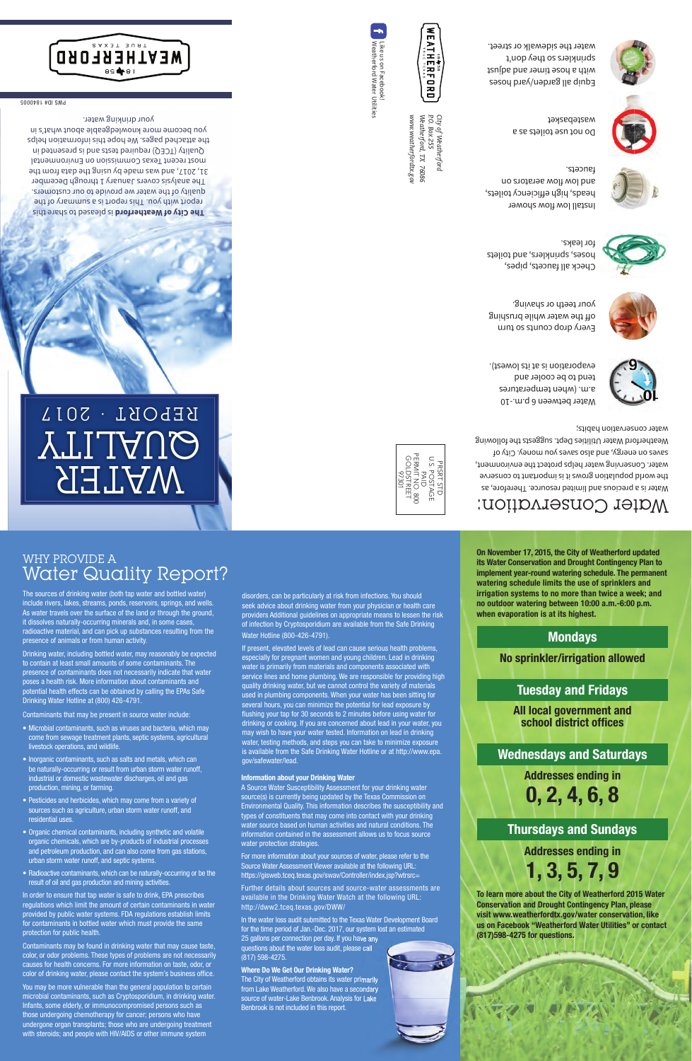# WATER QUALITY

## REPORT · 2017

**The City of Weatherford** is pleased to share this report with you. This report is a summary of the quality of the water we provide to our customers. The analysis covers January 1 through December 31, 2017, and was made by using the data from the most recent Texas Commission on Environmental Quality (TCEQ) required tests and is presented in the attached pages. We hope this information helps you become more knowledgeable about what's in your drinking water.

WEATHERFORD 1858 TRUE TEXAS

PWS ID# 1840005

City of Weatherford
P.O. Box 255
Weatherford, TX 76086
www.weatherfordtx.gov

Like us on Facebook!
Weatherford Water Utilities

PRSRT STD
U.S. POSTAGE
PAID
PERMIT NO. 800
GOLDSTREET
97301

## Water Conservation:

Water is a precious and limited resource. Therefore, as the world population grows it is important to conserve water. Conserving water helps protect the environment, saves on energy, and also saves you money. City of Weatherford Water Utilities Dept. suggests the following water conservation habits:

- Water between 6 p.m.-10 a.m. (when temperatures tend to be cooler and evaporation is at its lowest).
- Every drop counts so turn off the water while brushing your teeth or shaving.
- Check all faucets, pipes, hoses, sprinklers, and toilets for leaks.
- Install low flow shower heads, high efficiency toilets, and low flow aerators on faucets.
- Do not use toilets as a wastebasket
- Equip all garden/yard hoses with a hose timer and adjust sprinkles so they don't water the sidewalk or street.

## WHY PROVIDE A Water Quality Report?

The sources of drinking water (both tap water and bottled water) include rivers, lakes, streams, ponds, reservoirs, springs, and wells. As water travels over the surface of the land or through the ground, it dissolves naturally-occurring minerals and, in some cases, radioactive material, and can pick up substances resulting from the presence of animals or from human activity.

Drinking water, including bottled water, may reasonably be expected to contain at least small amounts of some contaminants. The presence of contaminants does not necessarily indicate that water poses a health risk. More information about contaminants and potential health effects can be obtained by calling the EPAs Safe Drinking Water Hotline at (800) 426-4791.

Contaminants that may be present in source water include:

- Microbial contaminants, such as viruses and bacteria, which may come from sewage treatment plants, septic systems, agricultural livestock operations, and wildlife.
- Inorganic contaminants, such as salts and metals, which can be naturally-occurring or result from urban storm water runoff, industrial or domestic wastewater discharges, oil and gas production, mining, or farming.
- Pesticides and herbicides, which may come from a variety of sources such as agriculture, urban storm water runoff, and residential uses.
- Organic chemical contaminants, including synthetic and volatile organic chemicals, which are by-products of industrial processes and petroleum production, and can also come from gas stations, urban storm water runoff, and septic systems.
- Radioactive contaminants, which can be naturally-occurring or be the result of oil and gas production and mining activities.

In order to ensure that tap water is safe to drink, EPA prescribes regulations which limit the amount of certain contaminants in water provided by public water systems. FDA regulations establish limits for contaminants in bottled water which must provide the same protection for public health.

Contaminants may be found in drinking water that may cause taste, color, or odor problems. These types of problems are not necessarily causes for health concerns. For more information on taste, odor, or color of drinking water, please contact the system's business office.

You may be more vulnerable than the general population to certain microbial contaminants, such as Cryptosporidium, in drinking water. Infants, some elderly, or immunocompromised persons such as those undergoing chemotherapy for cancer; persons who have undergone organ transplants; those who are undergoing treatment with steroids; and people with HIV/AIDS or other immune system disorders, can be particularly at risk from infections. You should seek advice about drinking water from your physician or health care providers Additional guidelines on appropriate means to lessen the risk of infection by Cryptosporidium are available from the Safe Drinking Water Hotline (800-426-4791).

If present, elevated levels of lead can cause serious health problems, especially for pregnant women and young children. Lead in drinking water is primarily from materials and components associated with service lines and home plumbing. We are responsible for providing high quality drinking water, but we cannot control the variety of materials used in plumbing components. When your water has been sitting for several hours, you can minimize the potential for lead exposure by flushing your tap for 30 seconds to 2 minutes before using water for drinking or cooking. If you are concerned about lead in your water, you may wish to have your water tested. Information on lead in drinking water, testing methods, and steps you can take to minimize exposure is available from the Safe Drinking Water Hotline or at http://www.epa.gov/safewater/lead.

### Information about your Drinking Water

A Source Water Susceptibility Assessment for your drinking water source(s) is currently being updated by the Texas Commission on Environmental Quality. This information describes the susceptibility and types of constituents that may come into contact with your drinking water source based on human activities and natural conditions. The information contained in the assessment allows us to focus source water protection strategies.

For more information about your sources of water, please refer to the Source Water Assessment Viewer available at the following URL: https://gisweb.tceq.texas.gov/swav/Controller/index.jsp?wtrsrc=

Further details about sources and source-water assessments are available in the Drinking Water Watch at the following URL: http://dww2.tceq.texas.gov/DWW/

In the water loss audit submitted to the Texas Water Development Board for the time period of Jan.-Dec. 2017, our system lost an estimated 25 gallons per connection per day. If you have any questions about the water loss audit, please call (817) 598-4275.

### Where Do We Get Our Drinking Water?

The City of Weatherford obtains its water primarily from Lake Weatherford. We also have a secondary source of water-Lake Benbrook. Analysis for Lake Benbrook is not included in this report.

**On November 17, 2015, the City of Weatherford updated its Water Conservation and Drought Contingency Plan to implement year-round watering schedule. The permanent watering schedule limits the use of sprinklers and irrigation systems to no more than twice a week; and no outdoor watering between 10:00 a.m.-6:00 p.m. when evaporation is at its highest.**

**Mondays**

**No sprinkler/irrigation allowed**

**Tuesday and Fridays**

**All local government and school district offices**

**Wednesdays and Saturdays**

**Addresses ending in 0, 2, 4, 6, 8**

**Thursdays and Sundays**

**Addresses ending in 1, 3, 5, 7, 9**

**To learn more about the City of Weatherford 2015 Water Conservation and Drought Contingency Plan, please visit www.weatherfordtx.gov/water conservation, like us on Facebook "Weatherford Water Utilities" or contact (817)598-4275 for questions.**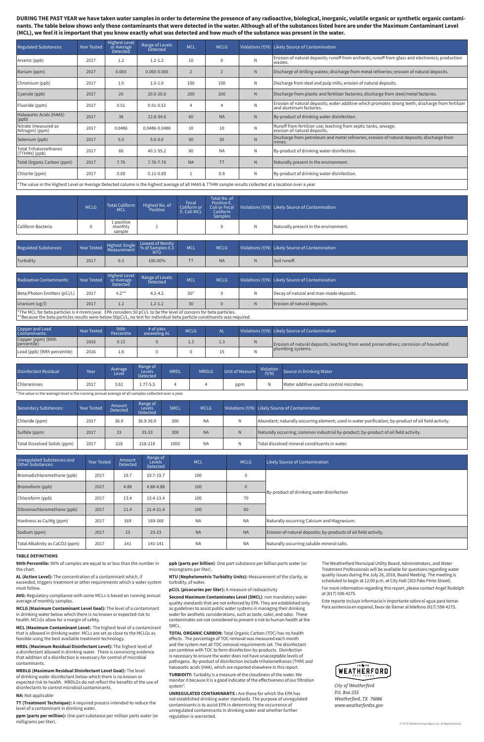**DURING THE PAST YEAR we have taken water samples in order to determine the presence of any radioactive, biological, inorganic, volatile organic or synthetic organic contaminants. The table below shows only those contaminants that were detected in the water. Although all of the substances listed here are under the Maximum Contaminant Level (MCL), we feel it is important that you know exactly what was detected and how much of the substance was present in the water.**

| Regulated Substances: | Year Tested | Highest Level or Average Detected | Range of Levels Detected | MCL | MCLG | Violations (Y/N) | Likely Source of Contamination |
|---|---|---|---|---|---|---|---|
| Arsenic (ppb) | 2017 | 1.2 | 1.2-1.2 | 10 | 0 | N | Erosion of natural deposits; runoff from orchards; runoff from glass and electronics; production wastes. |
| Barium (ppm) | 2017 | 0.065 | 0.065-0.065 | 2 | 2 | N | Discharge of drilling wastes; discharge from metal refineries; erosion of natural deposits. |
| Chromium (ppb) | 2017 | 1.0 | 1.0-1.0 | 100 | 100 | N | Discharge from steel and pulp mills; erosion of natural deposits. |
| Cyanide (ppb) | 2017 | 20 | 20.0-20.0 | 200 | 200 | N | Discharge from plastic and fertilizer factories; discharge from steel/metal factories. |
| Fluoride (ppm) | 2017 | 0.51 | 0.51-0.51 | 4 | 4 | N | Erosion of natural deposits; water additive which promotes strong teeth; discharge from fertilizer and aluminum factories. |
| Haloacetic Acids (HAA5) (ppb) | 2017 | 38 | 22.8-34.6 | 60 | NA | N | By-product of drinking water disinfection. |
| Nitrate (measured as Nitrogen) (ppm) | 2017 | 0.0486 | 0.0486-0.0486 | 10 | 10 | N | Runoff from fertilizer use; leaching from septic tanks, sewage; erosion of natural deposits. |
| Selenium (ppb) | 2017 | 5.0 | 5.0-5.0 | 50 | 50 | N | Discharge from petroleum and metal refineries; erosion of natural deposits; discharge from mines. |
| Total Trihalomethanes (TTHMs) (ppb) | 2017 | 66 | 40.1-55.2 | 80 | NA | N | By-product of drinking water disinfection. |
| Total Organic Carbon (ppm) | 2017 | 7.76 | 7.76-7.76 | NA | TT | N | Naturally present in the environment. |
| Chlorite (ppm) | 2017 | 0.69 | 0.11-0.69 | 1 | 0.8 | N | By-product of drinking water disinfection. |

*The value in the Highest Level or Average Detected column is the highest average of all HAA5 & TTHM sample results collected at a location over a year

| | MCLG | Total Coliform MCL | Highest No. of Positive | Fecal Coliform or E. Coli MCL | Total No. of Positive E. Coli or Fecal Coliform Samples | Violations (Y/N) | Likely Source of Contamination |
|---|---|---|---|---|---|---|---|
| Coliform Bacteria | 0 | 1 positive monthly sample | 1 | | 0 | N | Naturally present in the environment. |

| Regulated Substances: | Year Tested | Highest Single Measurement | Lowest of Montly % of Samples 0.3 NTU | MCL | MCLG | Violations (Y/N) | Likely Source of Contamination |
|---|---|---|---|---|---|---|---|
| Turbidity | 2017 | 0.3 | 100.00% | TT | NA | N | Soil runoff. |

| Radioative Contaminants: | Year Tested | Highest Level or Average Detected | Range of Levels Detected | MCL | MCLG | Violations (Y/N) | Likely Source of Contamination |
|---|---|---|---|---|---|---|---|
| Beta/Photon Emitters (pCi/L) | 2017 | 4.2** | 4.2-4.2 | 50* | 0 | N | Decay of natural and man-made deposits. |
| Uranium (ug/l) | 2017 | 1.2 | 1.2-1.2 | 30 | 0 | N | Erosion of natural deposits. |

*The MCL for beta particles is 4 mrem/year. EPA considers 50 pCi/L to be the level of concern for beta particles.
**Because the beta particles results were below 50pCi/L, no test for individual beta particle constituents was required.

| Copper and Lead Contaminants: | Year Tested | 90th Percentile | # of sites exceeding AL | MCLG | AL | Violations (Y/N) | Likely Source of Contamination |
|---|---|---|---|---|---|---|---|
| Copper (ppm) (90th percentile) | 2016 | 0.13 | 0 | 1.3 | 1.3 | N | Erosion of natural deposits; leaching from wood preservatives; corrosion of household plumbing systems. |
| Lead (ppb) (90th percentile) | 2016 | 1.6 | 0 | 0 | 15 | N | |

| Disinfectant Residual | Year | Average Level | Range of Levels Detected | MRDL | MRDLG | Unit of Measure | Violation (Y/N) | Source in Drinking Water |
|---|---|---|---|---|---|---|---|---|
| Chloramines | 2017 | 3.61 | 1.77-5.5 | 4 | 4 | ppm | N | Water additive used to control microbes. |

*The value in the average level is the running annual average of all samples collected over a year.

| Secondary Substances: | Year Tested | Amount Detected | Range of Levels Detected | SMCL | MCLG | Violations (Y/N) | Likely Source of Contamination |
|---|---|---|---|---|---|---|---|
| Chloride (ppm) | 2017 | 36.9 | 36.9-36.9 | 300 | NA | N | Abundant; naturally occurring element; used in water purification; by-product of oil field activity. |
| Sulfate (ppm) | 2017 | 33 | 33-33 | 300 | NA | N | Naturally occurring; common industrial by-product; by-product of oil field activity. |
| Total Dissolved Solids (ppm) | 2017 | 218 | 218-218 | 1000 | NA | N | Total dissolved mineral constituents in water. |

| Unregulated Substances and Other Substances: | Year Tested | Amount Detected | Range of Levels Detected | MCL | MCLG | Likely Source of Contamination |
|---|---|---|---|---|---|---|
| Bromodichloromethane (ppb) | 2017 | 19.7 | 19.7-19.7 | 100 | 0 | By-product of drinking water disinfection |
| Bromoform (ppb) | 2017 | 4.88 | 4.88-4.88 | 100 | 0 | |
| Chloroform (ppb) | 2017 | 13.4 | 13.4-13.4 | 100 | 70 | |
| Dibromochloromethane (ppb) | 2017 | 21.4 | 21.4-21.4 | 100 | 60 | |
| Hardness as Ca/Mg (ppm) | 2017 | 169 | 169-169 | NA | NA | Naturally occurring Calcium and Magnesium. |
| Sodium (ppm) | 2017 | 23 | 23-23 | NA | NA | Erosion of natural deposits; by-products of oil field activity. |
| Total Alkalinity as CaCO3 (ppm) | 2017 | 141 | 141-141 | NA | NA | Naturally occurring soluble mineral salts. |

### TABLE DEFINITIONS

**90th Percentile:** 90% of samples are equal to or less than the number in the chart.

**AL (Action Level):** The concentration of a contaminant which, if exceeded, triggers treatment or other requirements which a water system must follow.

**AVG:** Regulatory compliance with some MCLs is based on running annual average of monthly samples.

**MCLG (Maximum Contaminant Level Goal):** The level of a contaminant in drinking water below which there is no known or expected risk to health. MCLGs allow for a margin of safety.

**MCL (Maximum Contaminant Level):** The highest level of a contaminant that is allowed in drinking water. MCLs are set as close to the MCLGs as feasible using the best available treatment technology.

**MRDL (Maximum Residual Disinfectant Level):** The highest level of a disinfectant allowed in drinking water. There is convincing evidence that addition of a disinfection is necessary for control of microbial contaminants.

**MRDLG (Maximum Residual Disinfectant Level Goal):** The level of drinking water disinfectant below which there is no known or expected risk to health. MRDLGs do not reflect the benefits of the use of disinfectants to control microbial contaminants.

**NA:** Not applicable

**TT (Treatment Technique):** A required process intended to reduce the level of a contaminant in drinking water.

**ppm (parts per million):** One part substance per million parts water (or milligrams per liter).

**ppb (parts per billion):** One part substance per billion parts water (or micrograms per liter).

**NTU (Nephelometric Turbidity Units):** Measurement of the clarity, or turbidity, of water.

**pCi/L (picocuries per liter):** A measure of radioactivity

**Second Maximum Contaminates Level (SMCL):** non mandatory water quality standards that are not enforced by EPA. They are established only as guidelines to assist public water systems in managing their drinking water for aesthetic considerations, such as taste, color, and odor. These contaminates are not considered to present a risk to human health at the SMCL.

**TOTAL ORGANIC CARBON:** Total Organic Carbon (TOC) has no health effects. The percentage of TOC removal was measured each month and the system met all TOC removal requirements set. The disinfectant can combine with TOC to form disinfection by-products. Disinfection is necessary to ensure the water does not have unacceptable levels of pathogens. By-product of disinfection include trihalomethanes (THM) and haloacetic acids (HAA), which are reported elsewhere in this report.

**TURBIDITY:** Turbidity is a measure of the cloudiness of the water. We monitor it because it is a good indicator of the effectiveness of our filtration system".

**UNREGULATED CONTAMINANTS :** Are those for which the EPA has not established drinking water standards. The purpose of unregulated contaminants is to assist EPA in determining the occurrence of unregulated contaminants in drinking water and whether further regulation is warranted.

The Weatherford Municipal Utility Board, Administrators, and Water Treatment Professionals will be available for questions regarding water quality issues during the July 26, 2018, Board Meeting. The meeting is scheduled to begin at 12:00 p.m. at City Hall (303 Palo Pinto Street).

For more information regarding this report, please contact Angel Rudolph at (817) 598-4275.

Este reporte incluye informacio'n importante sobre el agua para tomar. Para asistencia en espanol, favor de llamar al telefono (817) 598-4275.

WEATHERFORD

*City of Weatherford*
*P.O. Box 255*
*Weatherford, TX 76086*
*www.weatherfordtx.gov*

© 2018 Gatekeeper Design Agency, Inc. All Rights Reserved